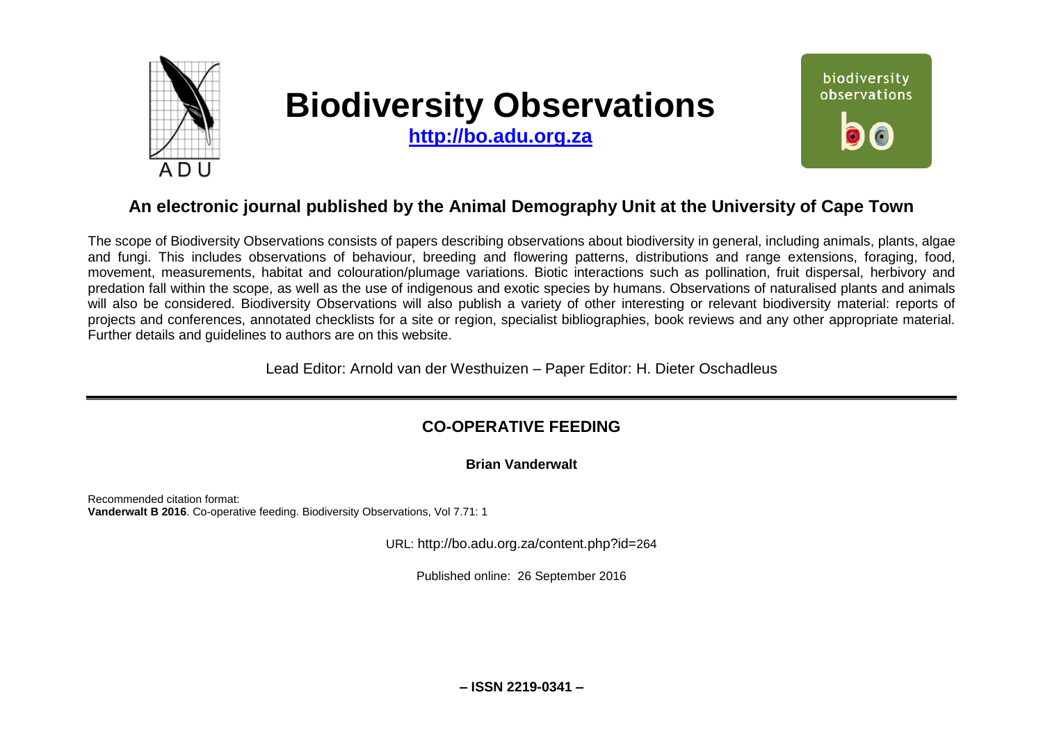# Biodiversity Observations

**http://bo.adu.org.za**

biodiversity observations

## An electronic journal published by the Animal Demography Unit at the University of Cape Town

The scope of Biodiversity Observations consists of papers describing observations about biodiversity in general, including animals, plants, algae and fungi. This includes observations of behaviour, breeding and flowering patterns, distributions and range extensions, foraging, food, movement, measurements, habitat and colouration/plumage variations. Biotic interactions such as pollination, fruit dispersal, herbivory and predation fall within the scope, as well as the use of indigenous and exotic species by humans. Observations of naturalised plants and animals will also be considered. Biodiversity Observations will also publish a variety of other interesting or relevant biodiversity material: reports of projects and conferences, annotated checklists for a site or region, specialist bibliographies, book reviews and any other appropriate material. Further details and guidelines to authors are on this website.

Lead Editor: Arnold van der Westhuizen – Paper Editor: H. Dieter Oschadleus

---

## CO-OPERATIVE FEEDING

**Brian Vanderwalt**

Recommended citation format:
**Vanderwalt B 2016**. Co-operative feeding. Biodiversity Observations, Vol 7.71: 1

URL: http://bo.adu.org.za/content.php?id=264

Published online: 26 September 2016

**– ISSN 2219-0341 –**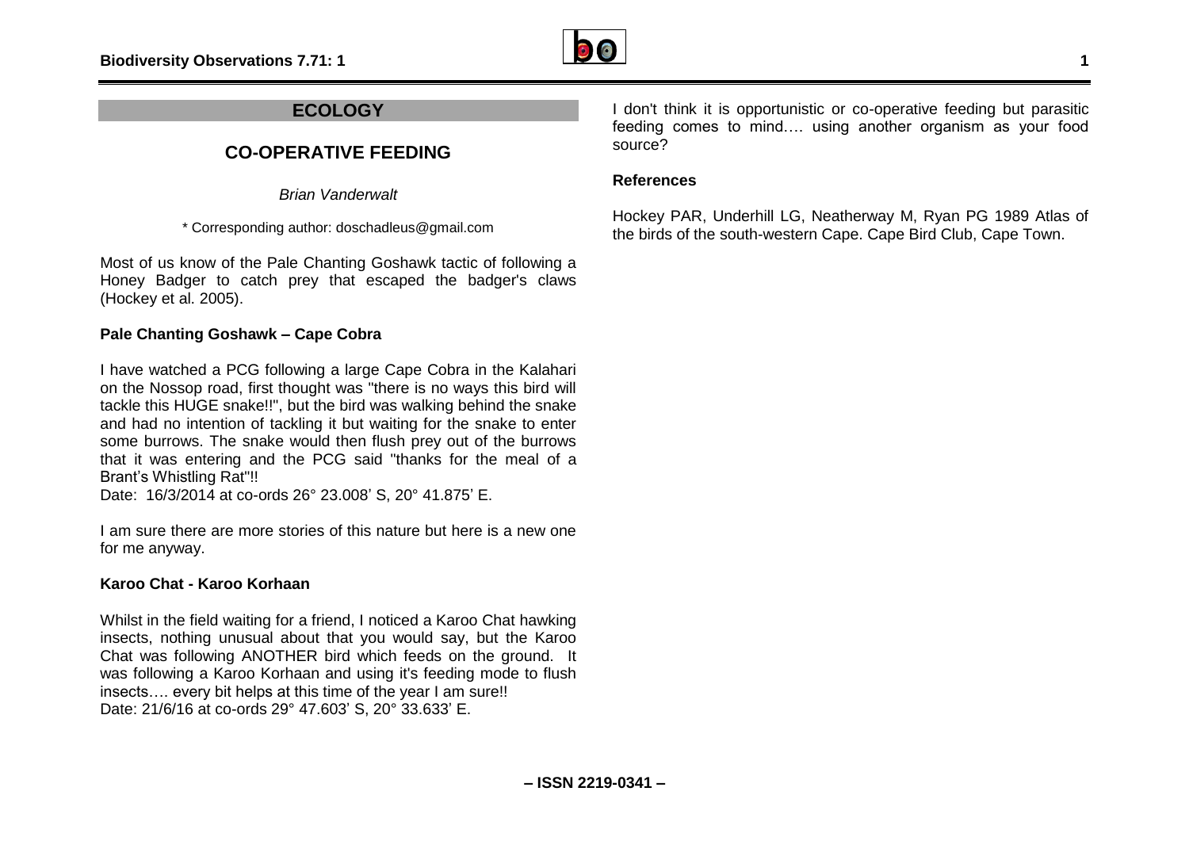## ECOLOGY

# CO-OPERATIVE FEEDING

*Brian Vanderwalt*

\* Corresponding author: doschadleus@gmail.com

Most of us know of the Pale Chanting Goshawk tactic of following a Honey Badger to catch prey that escaped the badger's claws (Hockey et al. 2005).

### Pale Chanting Goshawk – Cape Cobra

I have watched a PCG following a large Cape Cobra in the Kalahari on the Nossop road, first thought was "there is no ways this bird will tackle this HUGE snake!!", but the bird was walking behind the snake and had no intention of tackling it but waiting for the snake to enter some burrows. The snake would then flush prey out of the burrows that it was entering and the PCG said "thanks for the meal of a Brant's Whistling Rat"!!
Date: 16/3/2014 at co-ords 26° 23.008' S, 20° 41.875' E.

I am sure there are more stories of this nature but here is a new one for me anyway.

### Karoo Chat - Karoo Korhaan

Whilst in the field waiting for a friend, I noticed a Karoo Chat hawking insects, nothing unusual about that you would say, but the Karoo Chat was following ANOTHER bird which feeds on the ground. It was following a Karoo Korhaan and using it's feeding mode to flush insects…. every bit helps at this time of the year I am sure!!
Date: 21/6/16 at co-ords 29° 47.603' S, 20° 33.633' E.

I don't think it is opportunistic or co-operative feeding but parasitic feeding comes to mind…. using another organism as your food source?

### References

Hockey PAR, Underhill LG, Neatherway M, Ryan PG 1989 Atlas of the birds of the south-western Cape. Cape Bird Club, Cape Town.